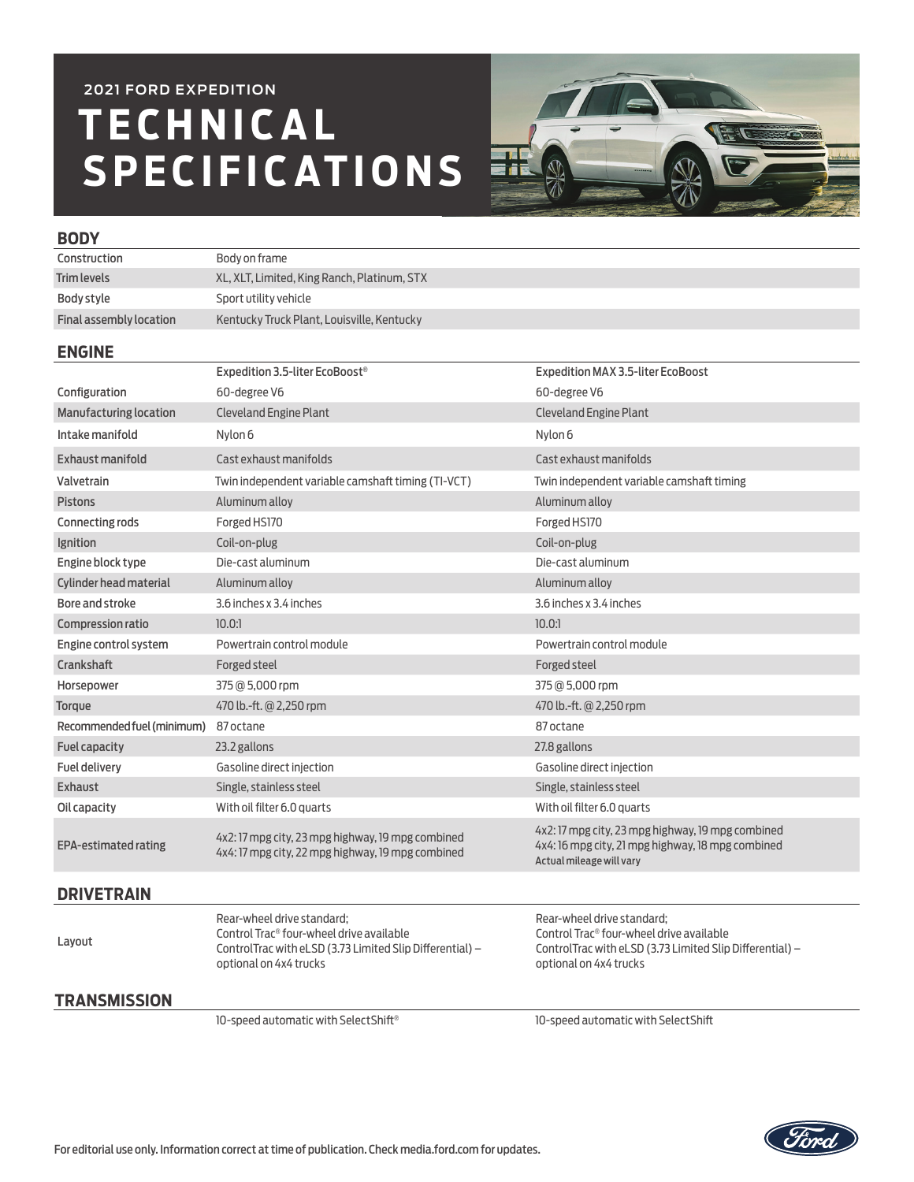2021 FORD EXPEDITION

# TECHNICAL SPECIFICATIONS

## BODY

| | |
|---|---|
| Construction | Body on frame |
| Trim levels | XL, XLT, Limited, King Ranch, Platinum, STX |
| Body style | Sport utility vehicle |
| Final assembly location | Kentucky Truck Plant, Louisville, Kentucky |

## ENGINE

| | Expedition 3.5-liter EcoBoost® | Expedition MAX 3.5-liter EcoBoost |
|---|---|---|
| Configuration | 60-degree V6 | 60-degree V6 |
| Manufacturing location | Cleveland Engine Plant | Cleveland Engine Plant |
| Intake manifold | Nylon 6 | Nylon 6 |
| Exhaust manifold | Cast exhaust manifolds | Cast exhaust manifolds |
| Valvetrain | Twin independent variable camshaft timing (TI-VCT) | Twin independent variable camshaft timing |
| Pistons | Aluminum alloy | Aluminum alloy |
| Connecting rods | Forged HS170 | Forged HS170 |
| Ignition | Coil-on-plug | Coil-on-plug |
| Engine block type | Die-cast aluminum | Die-cast aluminum |
| Cylinder head material | Aluminum alloy | Aluminum alloy |
| Bore and stroke | 3.6 inches x 3.4 inches | 3.6 inches x 3.4 inches |
| Compression ratio | 10.0:1 | 10.0:1 |
| Engine control system | Powertrain control module | Powertrain control module |
| Crankshaft | Forged steel | Forged steel |
| Horsepower | 375 @ 5,000 rpm | 375 @ 5,000 rpm |
| Torque | 470 lb.-ft. @ 2,250 rpm | 470 lb.-ft. @ 2,250 rpm |
| Recommended fuel (minimum) | 87 octane | 87 octane |
| Fuel capacity | 23.2 gallons | 27.8 gallons |
| Fuel delivery | Gasoline direct injection | Gasoline direct injection |
| Exhaust | Single, stainless steel | Single, stainless steel |
| Oil capacity | With oil filter 6.0 quarts | With oil filter 6.0 quarts |
| EPA-estimated rating | 4x2: 17 mpg city, 23 mpg highway, 19 mpg combined<br>4x4: 17 mpg city, 22 mpg highway, 19 mpg combined | 4x2: 17 mpg city, 23 mpg highway, 19 mpg combined<br>4x4: 16 mpg city, 21 mpg highway, 18 mpg combined<br>Actual mileage will vary |

## DRIVETRAIN

| | | |
|---|---|---|
| Layout | Rear-wheel drive standard;<br>Control Trac® four-wheel drive available<br>ControlTrac with eLSD (3.73 Limited Slip Differential) – optional on 4x4 trucks | Rear-wheel drive standard;<br>Control Trac® four-wheel drive available<br>ControlTrac with eLSD (3.73 Limited Slip Differential) – optional on 4x4 trucks |

## TRANSMISSION

| | | |
|---|---|---|
| | 10-speed automatic with SelectShift® | 10-speed automatic with SelectShift |

For editorial use only. Information correct at time of publication. Check media.ford.com for updates.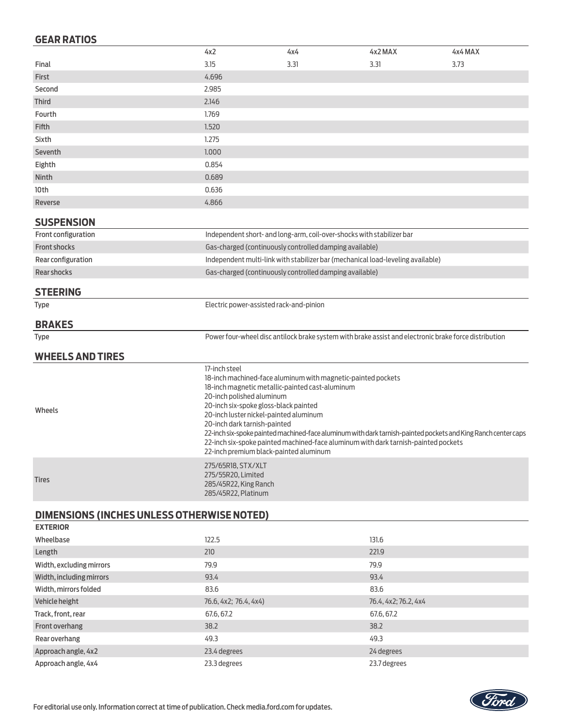## GEAR RATIOS

| | 4x2 | 4x4 | 4x2 MAX | 4x4 MAX |
|---|---|---|---|---|
| Final | 3.15 | 3.31 | 3.31 | 3.73 |
| First | 4.696 | | | |
| Second | 2.985 | | | |
| Third | 2.146 | | | |
| Fourth | 1.769 | | | |
| Fifth | 1.520 | | | |
| Sixth | 1.275 | | | |
| Seventh | 1.000 | | | |
| Eighth | 0.854 | | | |
| Ninth | 0.689 | | | |
| 10th | 0.636 | | | |
| Reverse | 4.866 | | | |

## SUSPENSION

| | |
|---|---|
| Front configuration | Independent short- and long-arm, coil-over-shocks with stabilizer bar |
| Front shocks | Gas-charged (continuously controlled damping available) |
| Rear configuration | Independent multi-link with stabilizer bar (mechanical load-leveling available) |
| Rear shocks | Gas-charged (continuously controlled damping available) |

## STEERING

| | |
|---|---|
| Type | Electric power-assisted rack-and-pinion |

## BRAKES

| | |
|---|---|
| Type | Power four-wheel disc antilock brake system with brake assist and electronic brake force distribution |

## WHEELS AND TIRES

| | |
|---|---|
| Wheels | 17-inch steel<br>18-inch machined-face aluminum with magnetic-painted pockets<br>18-inch magnetic metallic-painted cast-aluminum<br>20-inch polished aluminum<br>20-inch six-spoke gloss-black painted<br>20-inch luster nickel-painted aluminum<br>20-inch dark tarnish-painted<br>22-inch six-spoke painted machined-face aluminum with dark tarnish-painted pockets and King Ranch center caps<br>22-inch six-spoke painted machined-face aluminum with dark tarnish-painted pockets<br>22-inch premium black-painted aluminum |
| Tires | 275/65R18, STX/XLT<br>275/55R20, Limited<br>285/45R22, King Ranch<br>285/45R22, Platinum |

## DIMENSIONS (INCHES UNLESS OTHERWISE NOTED)

| EXTERIOR | | |
|---|---|---|
| Wheelbase | 122.5 | 131.6 |
| Length | 210 | 221.9 |
| Width, excluding mirrors | 79.9 | 79.9 |
| Width, including mirrors | 93.4 | 93.4 |
| Width, mirrors folded | 83.6 | 83.6 |
| Vehicle height | 76.6, 4x2; 76.4, 4x4) | 76.4, 4x2; 76.2, 4x4 |
| Track, front, rear | 67.6, 67.2 | 67.6, 67.2 |
| Front overhang | 38.2 | 38.2 |
| Rear overhang | 49.3 | 49.3 |
| Approach angle, 4x2 | 23.4 degrees | 24 degrees |
| Approach angle, 4x4 | 23.3 degrees | 23.7 degrees |

For editorial use only. Information correct at time of publication. Check media.ford.com for updates.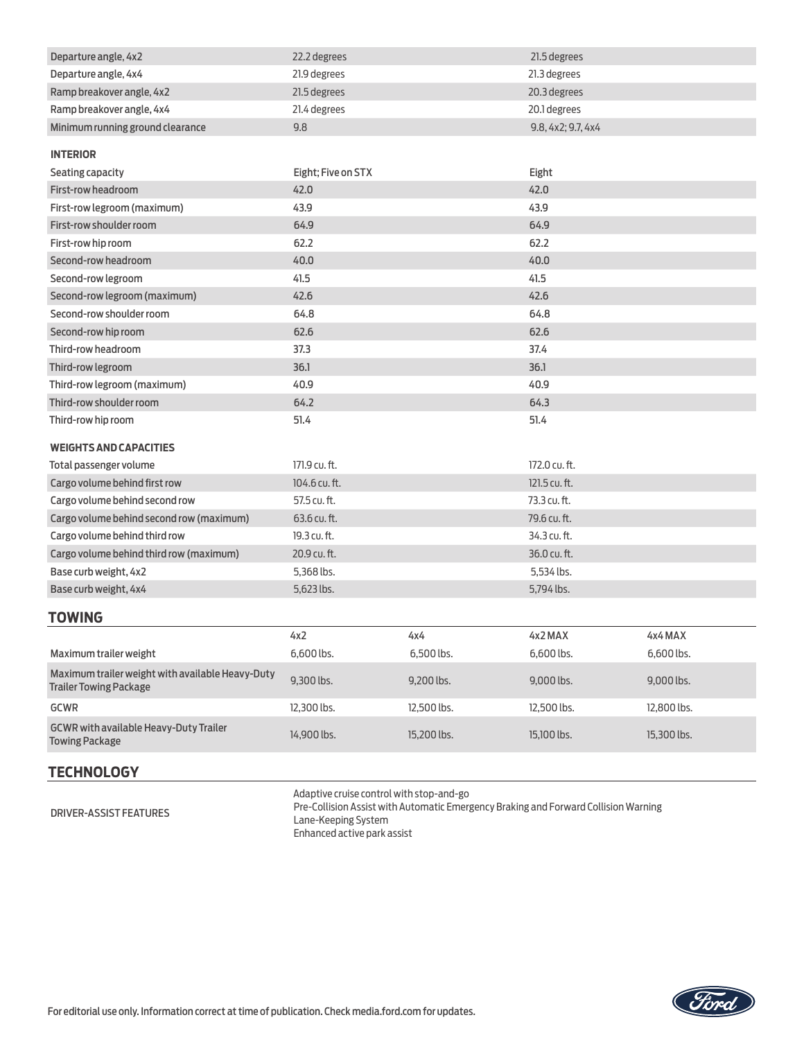| | | |
|---|---|---|
| Departure angle, 4x2 | 22.2 degrees | 21.5 degrees |
| Departure angle, 4x4 | 21.9 degrees | 21.3 degrees |
| Ramp breakover angle, 4x2 | 21.5 degrees | 20.3 degrees |
| Ramp breakover angle, 4x4 | 21.4 degrees | 20.1 degrees |
| Minimum running ground clearance | 9.8 | 9.8, 4x2; 9.7, 4x4 |

**INTERIOR**

| | | |
|---|---|---|
| Seating capacity | Eight; Five on STX | Eight |
| First-row headroom | 42.0 | 42.0 |
| First-row legroom (maximum) | 43.9 | 43.9 |
| First-row shoulder room | 64.9 | 64.9 |
| First-row hip room | 62.2 | 62.2 |
| Second-row headroom | 40.0 | 40.0 |
| Second-row legroom | 41.5 | 41.5 |
| Second-row legroom (maximum) | 42.6 | 42.6 |
| Second-row shoulder room | 64.8 | 64.8 |
| Second-row hip room | 62.6 | 62.6 |
| Third-row headroom | 37.3 | 37.4 |
| Third-row legroom | 36.1 | 36.1 |
| Third-row legroom (maximum) | 40.9 | 40.9 |
| Third-row shoulder room | 64.2 | 64.3 |
| Third-row hip room | 51.4 | 51.4 |

**WEIGHTS AND CAPACITIES**

| | | |
|---|---|---|
| Total passenger volume | 171.9 cu. ft. | 172.0 cu. ft. |
| Cargo volume behind first row | 104.6 cu. ft. | 121.5 cu. ft. |
| Cargo volume behind second row | 57.5 cu. ft. | 73.3 cu. ft. |
| Cargo volume behind second row (maximum) | 63.6 cu. ft. | 79.6 cu. ft. |
| Cargo volume behind third row | 19.3 cu. ft. | 34.3 cu. ft. |
| Cargo volume behind third row (maximum) | 20.9 cu. ft. | 36.0 cu. ft. |
| Base curb weight, 4x2 | 5,368 lbs. | 5,534 lbs. |
| Base curb weight, 4x4 | 5,623 lbs. | 5,794 lbs. |

## TOWING

| | 4x2 | 4x4 | 4x2 MAX | 4x4 MAX |
|---|---|---|---|---|
| Maximum trailer weight | 6,600 lbs. | 6,500 lbs. | 6,600 lbs. | 6,600 lbs. |
| Maximum trailer weight with available Heavy-Duty Trailer Towing Package | 9,300 lbs. | 9,200 lbs. | 9,000 lbs. | 9,000 lbs. |
| GCWR | 12,300 lbs. | 12,500 lbs. | 12,500 lbs. | 12,800 lbs. |
| GCWR with available Heavy-Duty Trailer Towing Package | 14,900 lbs. | 15,200 lbs. | 15,100 lbs. | 15,300 lbs. |

## TECHNOLOGY

DRIVER-ASSIST FEATURES

- Adaptive cruise control with stop-and-go
- Pre-Collision Assist with Automatic Emergency Braking and Forward Collision Warning
- Lane-Keeping System
- Enhanced active park assist

For editorial use only. Information correct at time of publication. Check media.ford.com for updates.